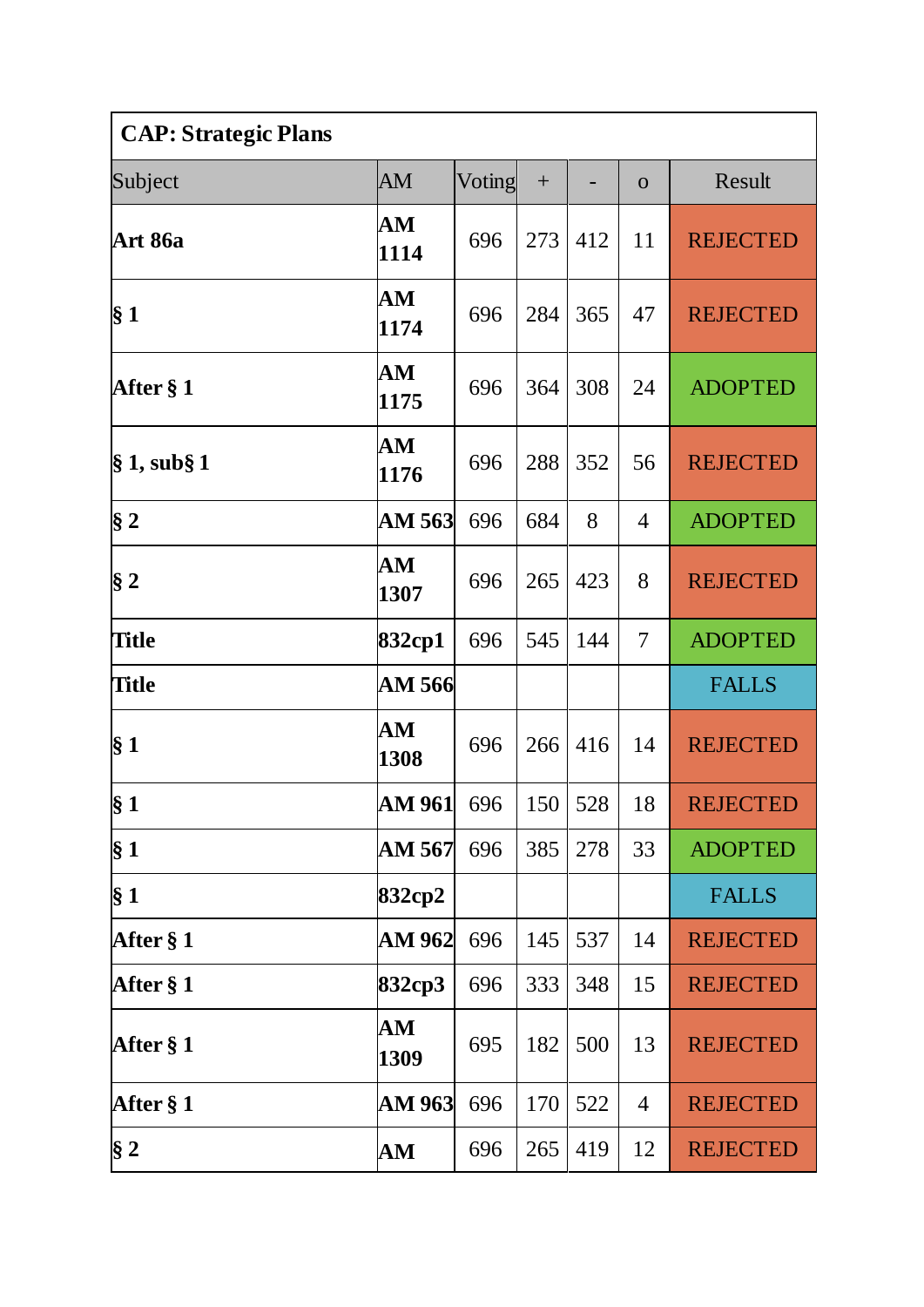| CAP: Strategic Plans | | | | | | |
|---|---|---|---|---|---|---|
| Subject | AM | Voting | + | - | o | Result |
| **Art 86a** | **AM 1114** | 696 | 273 | 412 | 11 | REJECTED |
| **§ 1** | **AM 1174** | 696 | 284 | 365 | 47 | REJECTED |
| **After § 1** | **AM 1175** | 696 | 364 | 308 | 24 | ADOPTED |
| **§ 1, sub§ 1** | **AM 1176** | 696 | 288 | 352 | 56 | REJECTED |
| **§ 2** | **AM 563** | 696 | 684 | 8 | 4 | ADOPTED |
| **§ 2** | **AM 1307** | 696 | 265 | 423 | 8 | REJECTED |
| **Title** | **832cp1** | 696 | 545 | 144 | 7 | ADOPTED |
| **Title** | **AM 566** | | | | | FALLS |
| **§ 1** | **AM 1308** | 696 | 266 | 416 | 14 | REJECTED |
| **§ 1** | **AM 961** | 696 | 150 | 528 | 18 | REJECTED |
| **§ 1** | **AM 567** | 696 | 385 | 278 | 33 | ADOPTED |
| **§ 1** | **832cp2** | | | | | FALLS |
| **After § 1** | **AM 962** | 696 | 145 | 537 | 14 | REJECTED |
| **After § 1** | **832cp3** | 696 | 333 | 348 | 15 | REJECTED |
| **After § 1** | **AM 1309** | 695 | 182 | 500 | 13 | REJECTED |
| **After § 1** | **AM 963** | 696 | 170 | 522 | 4 | REJECTED |
| **§ 2** | **AM** | 696 | 265 | 419 | 12 | REJECTED |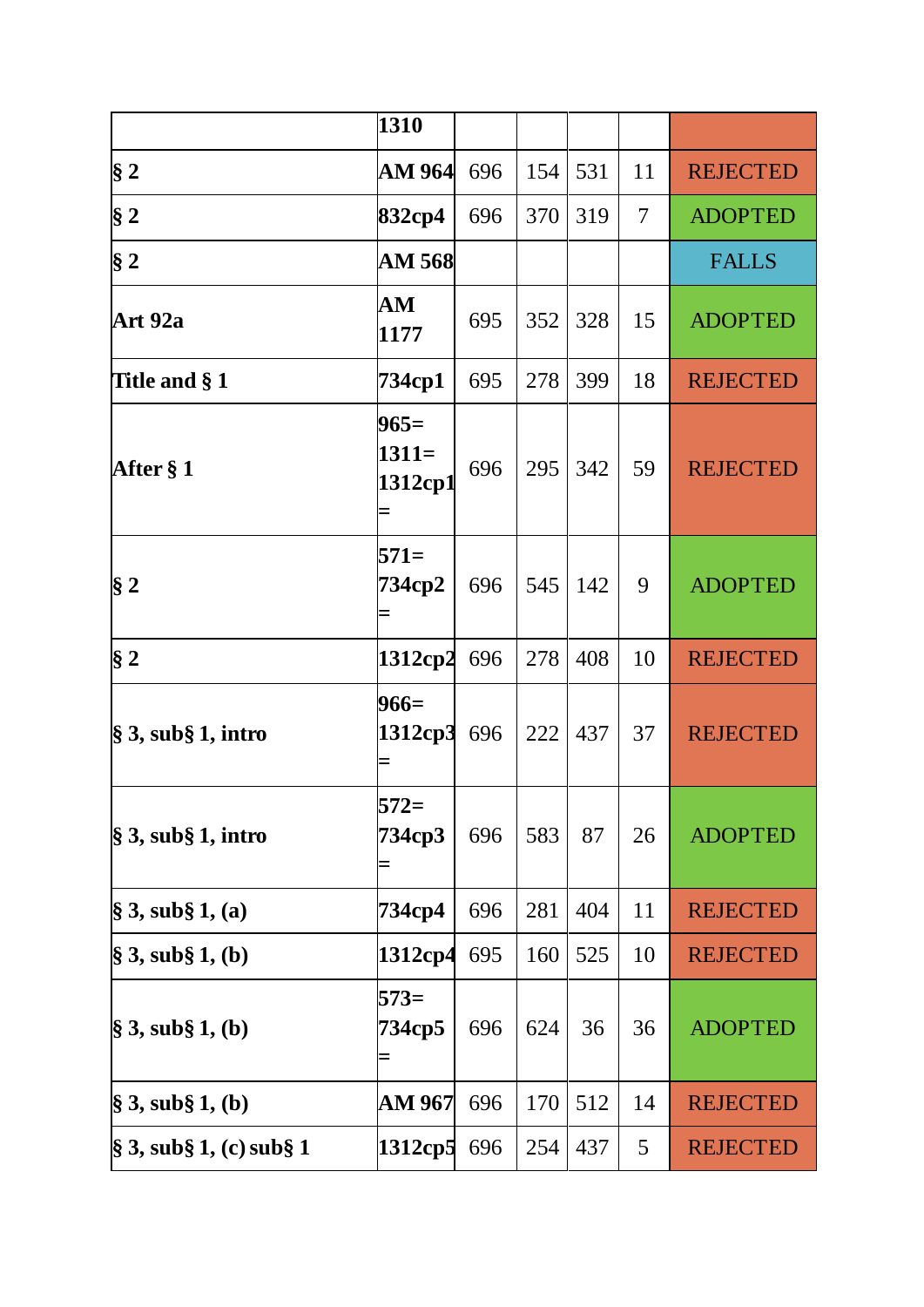| | 1310 | | | | | |
|---|---|---|---|---|---|---|
| **§ 2** | **AM 964** | 696 | 154 | 531 | 11 | REJECTED |
| **§ 2** | **832cp4** | 696 | 370 | 319 | 7 | ADOPTED |
| **§ 2** | **AM 568** | | | | | FALLS |
| **Art 92a** | **AM 1177** | 695 | 352 | 328 | 15 | ADOPTED |
| **Title and § 1** | **734cp1** | 695 | 278 | 399 | 18 | REJECTED |
| **After § 1** | **965= 1311= 1312cp1 =** | 696 | 295 | 342 | 59 | REJECTED |
| **§ 2** | **571= 734cp2 =** | 696 | 545 | 142 | 9 | ADOPTED |
| **§ 2** | **1312cp2** | 696 | 278 | 408 | 10 | REJECTED |
| **§ 3, sub§ 1, intro** | **966= 1312cp3 =** | 696 | 222 | 437 | 37 | REJECTED |
| **§ 3, sub§ 1, intro** | **572= 734cp3 =** | 696 | 583 | 87 | 26 | ADOPTED |
| **§ 3, sub§ 1, (a)** | **734cp4** | 696 | 281 | 404 | 11 | REJECTED |
| **§ 3, sub§ 1, (b)** | **1312cp4** | 695 | 160 | 525 | 10 | REJECTED |
| **§ 3, sub§ 1, (b)** | **573= 734cp5 =** | 696 | 624 | 36 | 36 | ADOPTED |
| **§ 3, sub§ 1, (b)** | **AM 967** | 696 | 170 | 512 | 14 | REJECTED |
| **§ 3, sub§ 1, (c) sub§ 1** | **1312cp5** | 696 | 254 | 437 | 5 | REJECTED |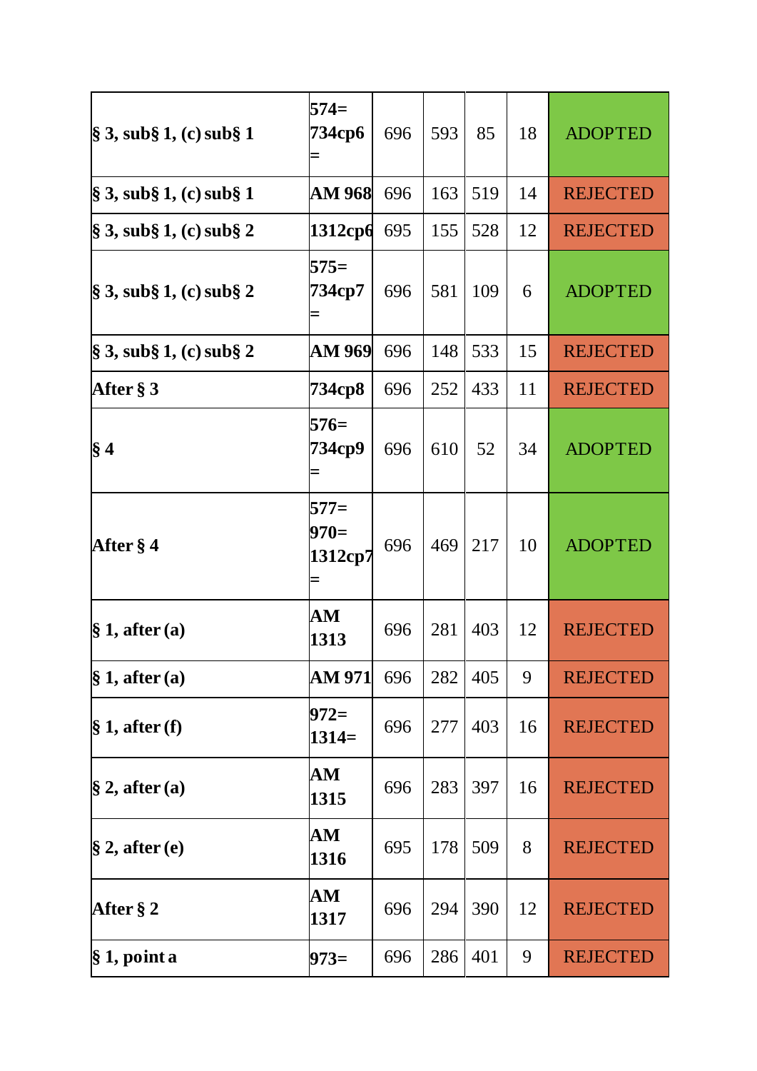| | | | | | | |
|---|---|---|---|---|---|---|
| **§ 3, sub§ 1, (c) sub§ 1** | **574= 734cp6 =** | 696 | 593 | 85 | 18 | ADOPTED |
| **§ 3, sub§ 1, (c) sub§ 1** | **AM 968** | 696 | 163 | 519 | 14 | REJECTED |
| **§ 3, sub§ 1, (c) sub§ 2** | **1312cp6** | 695 | 155 | 528 | 12 | REJECTED |
| **§ 3, sub§ 1, (c) sub§ 2** | **575= 734cp7 =** | 696 | 581 | 109 | 6 | ADOPTED |
| **§ 3, sub§ 1, (c) sub§ 2** | **AM 969** | 696 | 148 | 533 | 15 | REJECTED |
| **After § 3** | **734cp8** | 696 | 252 | 433 | 11 | REJECTED |
| **§ 4** | **576= 734cp9 =** | 696 | 610 | 52 | 34 | ADOPTED |
| **After § 4** | **577= 970= 1312cp7 =** | 696 | 469 | 217 | 10 | ADOPTED |
| **§ 1, after (a)** | **AM 1313** | 696 | 281 | 403 | 12 | REJECTED |
| **§ 1, after (a)** | **AM 971** | 696 | 282 | 405 | 9 | REJECTED |
| **§ 1, after (f)** | **972= 1314=** | 696 | 277 | 403 | 16 | REJECTED |
| **§ 2, after (a)** | **AM 1315** | 696 | 283 | 397 | 16 | REJECTED |
| **§ 2, after (e)** | **AM 1316** | 695 | 178 | 509 | 8 | REJECTED |
| **After § 2** | **AM 1317** | 696 | 294 | 390 | 12 | REJECTED |
| **§ 1, point a** | **973=** | 696 | 286 | 401 | 9 | REJECTED |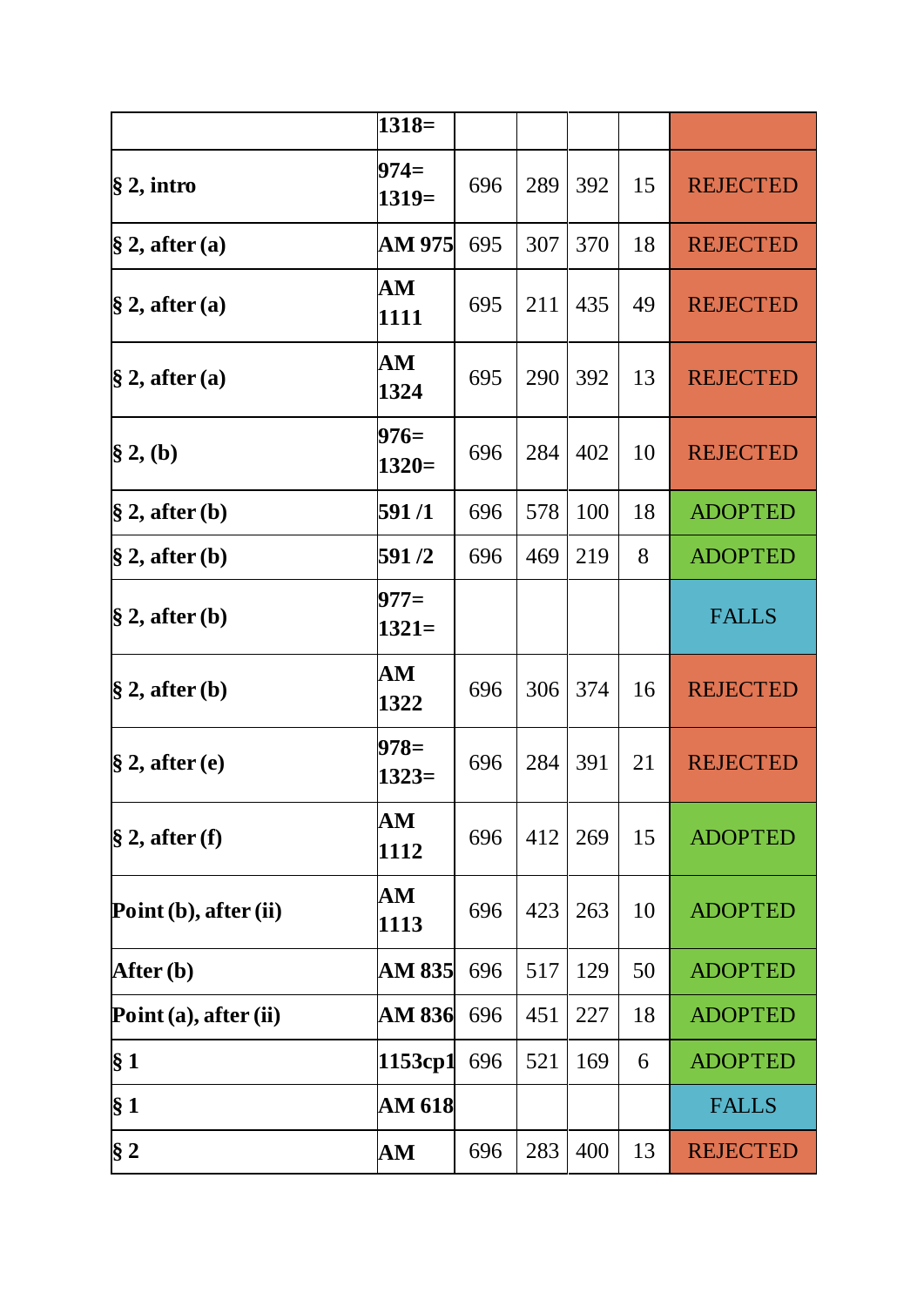| | | | | | | |
|---|---|---|---|---|---|---|
| | **1318=** | | | | | |
| **§ 2, intro** | **974= 1319=** | 696 | 289 | 392 | 15 | REJECTED |
| **§ 2, after (a)** | **AM 975** | 695 | 307 | 370 | 18 | REJECTED |
| **§ 2, after (a)** | **AM 1111** | 695 | 211 | 435 | 49 | REJECTED |
| **§ 2, after (a)** | **AM 1324** | 695 | 290 | 392 | 13 | REJECTED |
| **§ 2, (b)** | **976= 1320=** | 696 | 284 | 402 | 10 | REJECTED |
| **§ 2, after (b)** | **591 /1** | 696 | 578 | 100 | 18 | ADOPTED |
| **§ 2, after (b)** | **591 /2** | 696 | 469 | 219 | 8 | ADOPTED |
| **§ 2, after (b)** | **977= 1321=** | | | | | FALLS |
| **§ 2, after (b)** | **AM 1322** | 696 | 306 | 374 | 16 | REJECTED |
| **§ 2, after (e)** | **978= 1323=** | 696 | 284 | 391 | 21 | REJECTED |
| **§ 2, after (f)** | **AM 1112** | 696 | 412 | 269 | 15 | ADOPTED |
| **Point (b), after (ii)** | **AM 1113** | 696 | 423 | 263 | 10 | ADOPTED |
| **After (b)** | **AM 835** | 696 | 517 | 129 | 50 | ADOPTED |
| **Point (a), after (ii)** | **AM 836** | 696 | 451 | 227 | 18 | ADOPTED |
| **§ 1** | **1153cp1** | 696 | 521 | 169 | 6 | ADOPTED |
| **§ 1** | **AM 618** | | | | | FALLS |
| **§ 2** | **AM** | 696 | 283 | 400 | 13 | REJECTED |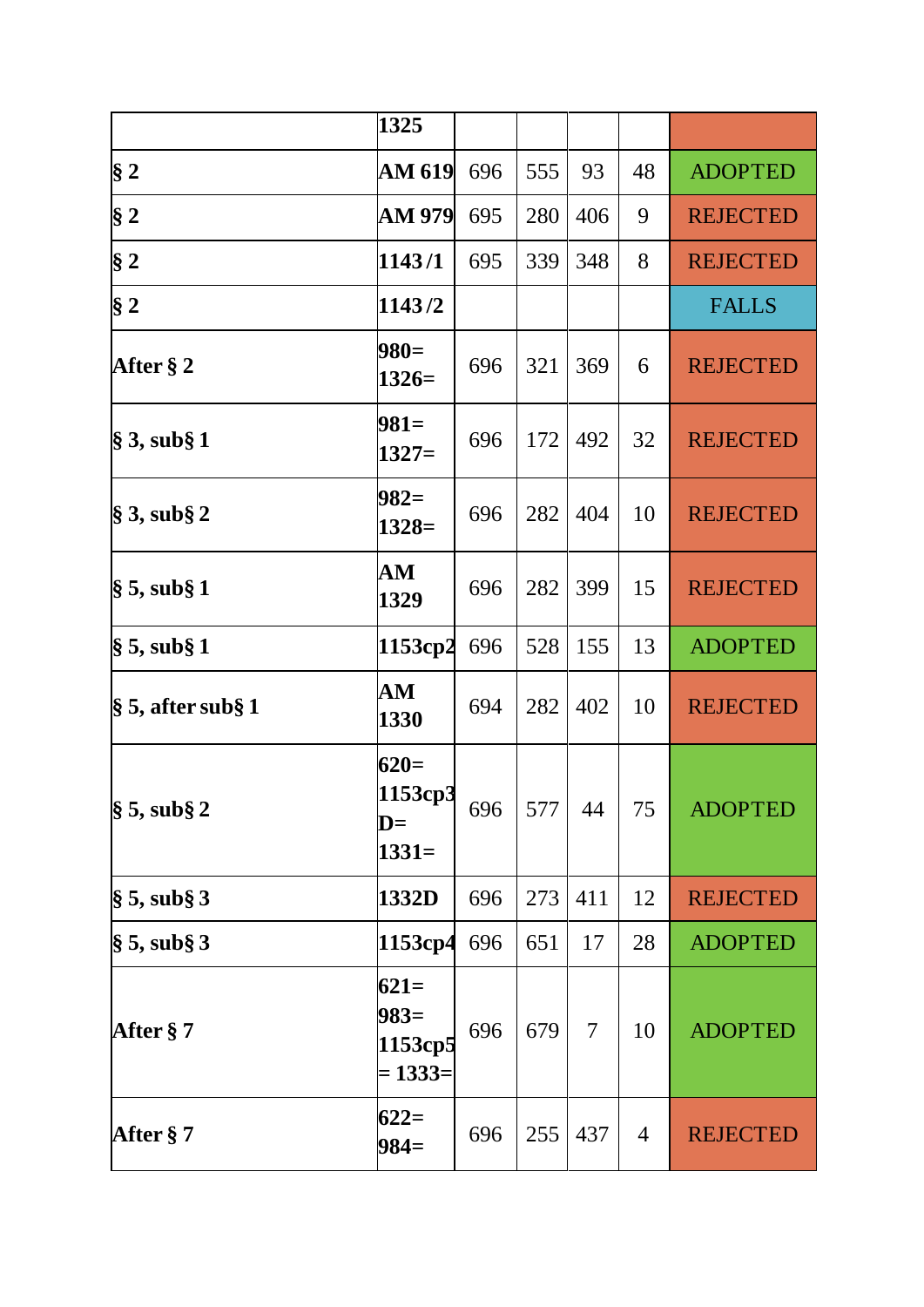| | 1325 | | | | | |
|---|---|---|---|---|---|---|
| **§ 2** | **AM 619** | 696 | 555 | 93 | 48 | ADOPTED |
| **§ 2** | **AM 979** | 695 | 280 | 406 | 9 | REJECTED |
| **§ 2** | **1143 /1** | 695 | 339 | 348 | 8 | REJECTED |
| **§ 2** | **1143 /2** | | | | | FALLS |
| **After § 2** | **980= 1326=** | 696 | 321 | 369 | 6 | REJECTED |
| **§ 3, sub§ 1** | **981= 1327=** | 696 | 172 | 492 | 32 | REJECTED |
| **§ 3, sub§ 2** | **982= 1328=** | 696 | 282 | 404 | 10 | REJECTED |
| **§ 5, sub§ 1** | **AM 1329** | 696 | 282 | 399 | 15 | REJECTED |
| **§ 5, sub§ 1** | **1153cp2** | 696 | 528 | 155 | 13 | ADOPTED |
| **§ 5, after sub§ 1** | **AM 1330** | 694 | 282 | 402 | 10 | REJECTED |
| **§ 5, sub§ 2** | **620= 1153cp3 D= 1331=** | 696 | 577 | 44 | 75 | ADOPTED |
| **§ 5, sub§ 3** | **1332D** | 696 | 273 | 411 | 12 | REJECTED |
| **§ 5, sub§ 3** | **1153cp4** | 696 | 651 | 17 | 28 | ADOPTED |
| **After § 7** | **621= 983= 1153cp5 = 1333=** | 696 | 679 | 7 | 10 | ADOPTED |
| **After § 7** | **622= 984=** | 696 | 255 | 437 | 4 | REJECTED |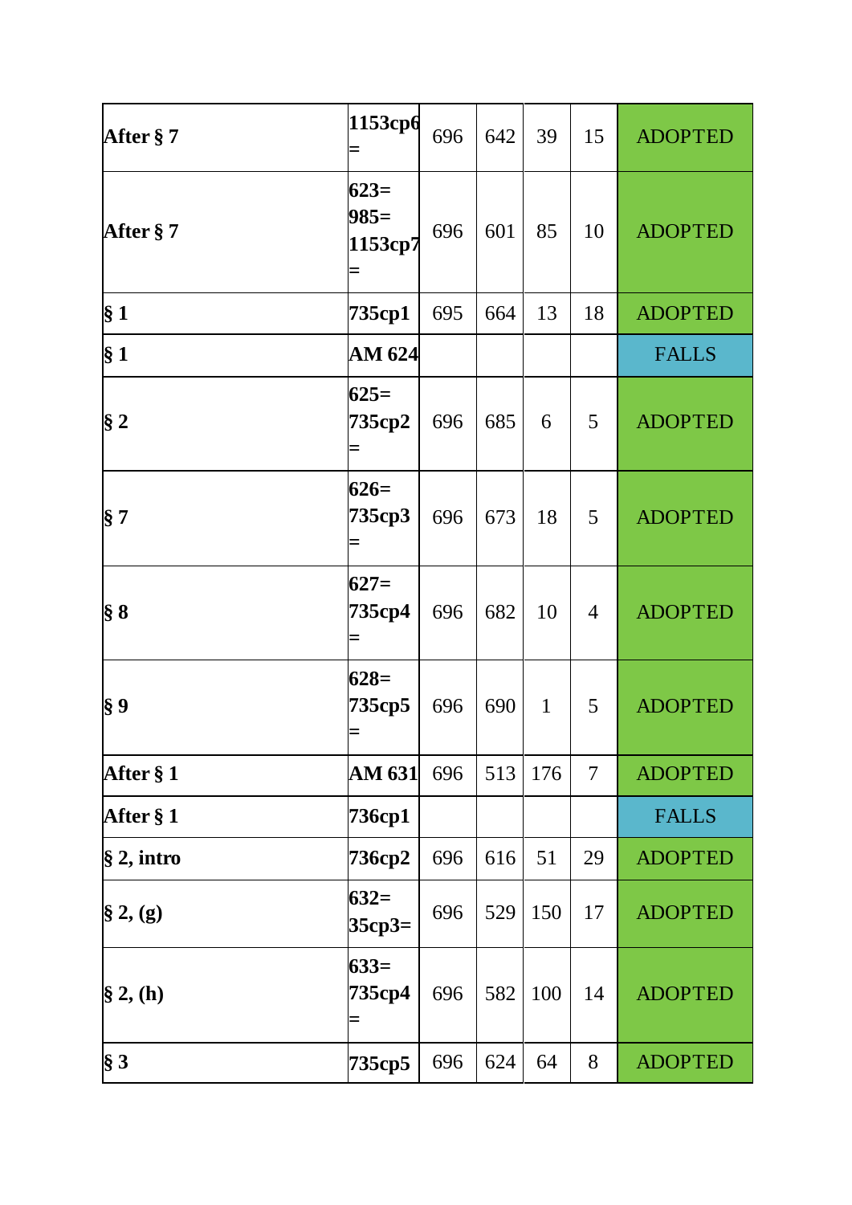| After § 7 | 1153cp6= | 696 | 642 | 39 | 15 | ADOPTED |
|---|---|---|---|---|---|---|
| After § 7 | 623= 985= 1153cp7= | 696 | 601 | 85 | 10 | ADOPTED |
| § 1 | 735cp1 | 695 | 664 | 13 | 18 | ADOPTED |
| § 1 | AM 624 | | | | | FALLS |
| § 2 | 625= 735cp2= | 696 | 685 | 6 | 5 | ADOPTED |
| § 7 | 626= 735cp3= | 696 | 673 | 18 | 5 | ADOPTED |
| § 8 | 627= 735cp4= | 696 | 682 | 10 | 4 | ADOPTED |
| § 9 | 628= 735cp5= | 696 | 690 | 1 | 5 | ADOPTED |
| After § 1 | AM 631 | 696 | 513 | 176 | 7 | ADOPTED |
| After § 1 | 736cp1 | | | | | FALLS |
| § 2, intro | 736cp2 | 696 | 616 | 51 | 29 | ADOPTED |
| § 2, (g) | 632= 35cp3= | 696 | 529 | 150 | 17 | ADOPTED |
| § 2, (h) | 633= 735cp4= | 696 | 582 | 100 | 14 | ADOPTED |
| § 3 | 735cp5 | 696 | 624 | 64 | 8 | ADOPTED |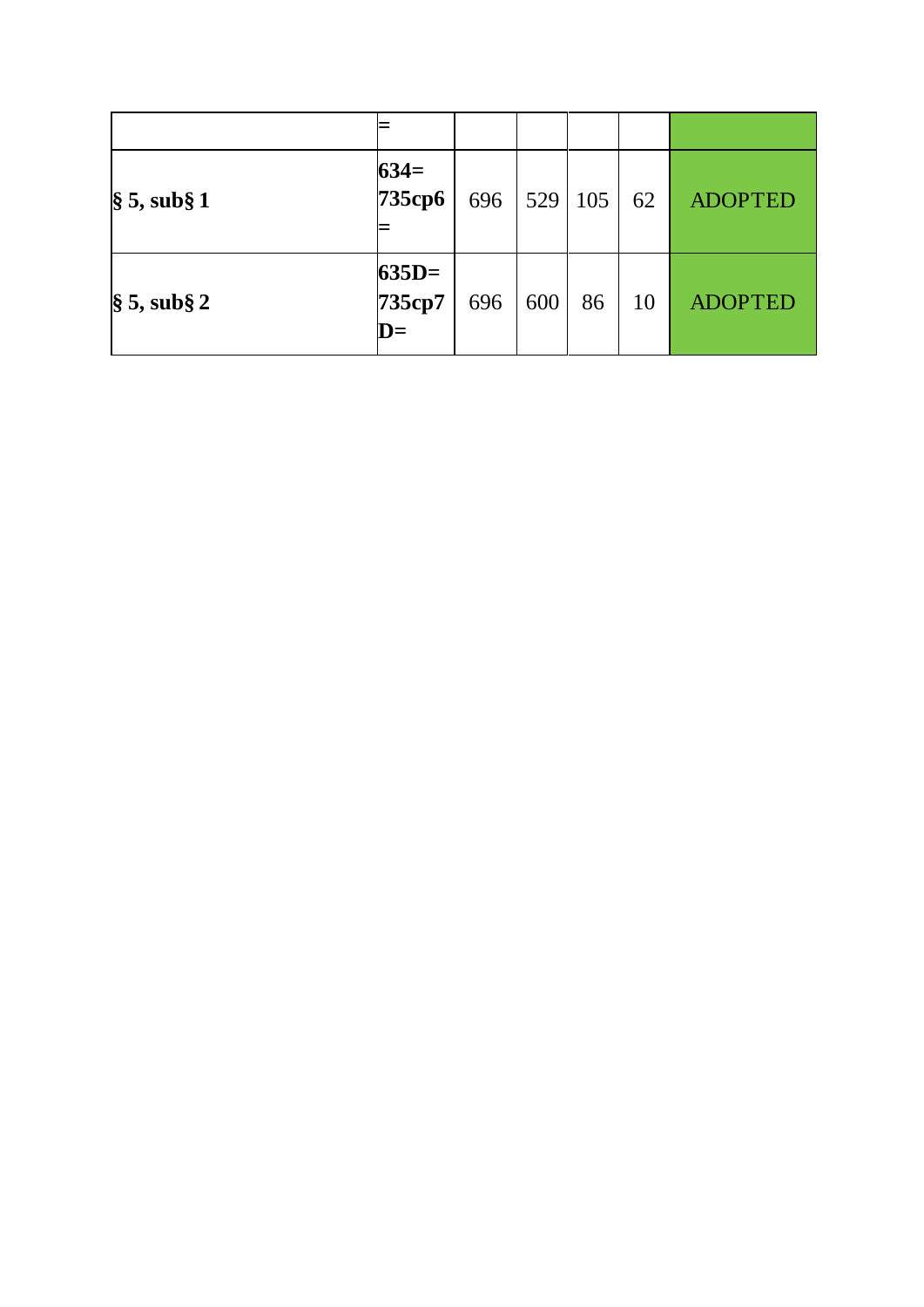| | | | | | | |
|---|---|---|---|---|---|---|
| | = | | | | | |
| **§ 5, sub§ 1** | **634=735cp6=** | 696 | 529 | 105 | 62 | ADOPTED |
| **§ 5, sub§ 2** | **635D=735cp7D=** | 696 | 600 | 86 | 10 | ADOPTED |